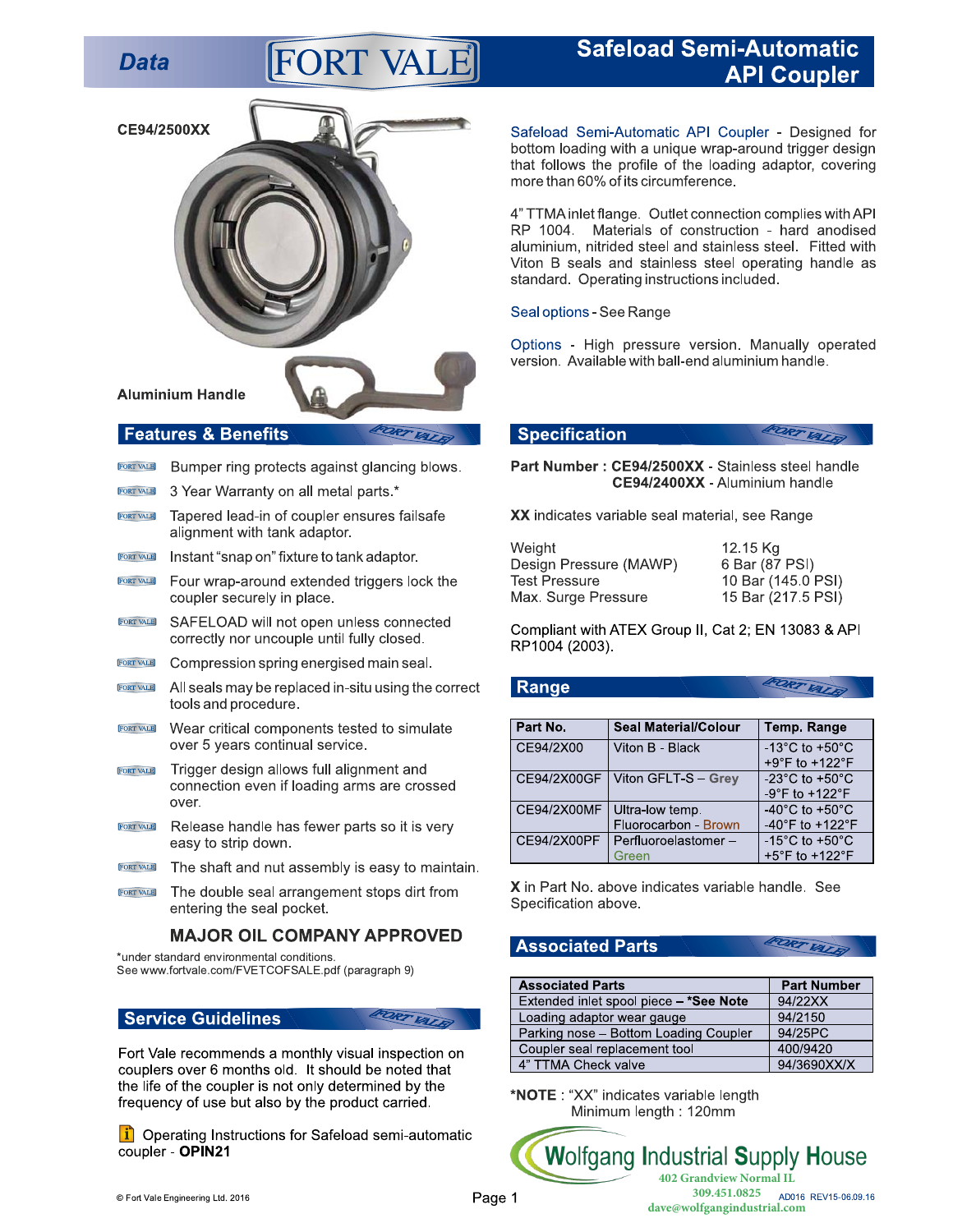# Data — FORT VALE

# Safeload Semi-Automatic API Coupler

CE94/2500XX

Aluminium Handle

Safeload Semi-Automatic API Coupler - Designed for bottom loading with a unique wrap-around trigger design that follows the profile of the loading adaptor, covering more than 60% of its circumference.

4" TTMA inlet flange. Outlet connection complies with API RP 1004. Materials of construction - hard anodised aluminium, nitrided steel and stainless steel. Fitted with Viton B seals and stainless steel operating handle as standard. Operating instructions included.

Seal options - See Range

Options - High pressure version. Manually operated version. Available with ball-end aluminium handle.

## Features & Benefits

- Bumper ring protects against glancing blows.
- 3 Year Warranty on all metal parts.*
- Tapered lead-in of coupler ensures failsafe alignment with tank adaptor.
- Instant "snap on" fixture to tank adaptor.
- Four wrap-around extended triggers lock the coupler securely in place.
- SAFELOAD will not open unless connected correctly nor uncouple until fully closed.
- Compression spring energised main seal.
- All seals may be replaced in-situ using the correct tools and procedure.
- Wear critical components tested to simulate over 5 years continual service.
- Trigger design allows full alignment and connection even if loading arms are crossed over.
- Release handle has fewer parts so it is very easy to strip down.
- The shaft and nut assembly is easy to maintain.
- The double seal arrangement stops dirt from entering the seal pocket.

**MAJOR OIL COMPANY APPROVED**

*under standard environmental conditions.
See www.fortvale.com/FVETCOFSALE.pdf (paragraph 9)

## Service Guidelines

Fort Vale recommends a monthly visual inspection on couplers over 6 months old. It should be noted that the life of the coupler is not only determined by the frequency of use but also by the product carried.

Operating Instructions for Safeload semi-automatic coupler - **OPIN21**

## Specification

**Part Number : CE94/2500XX** - Stainless steel handle
**CE94/2400XX** - Aluminium handle

**XX** indicates variable seal material, see Range

| | |
|---|---|
| Weight | 12.15 Kg |
| Design Pressure (MAWP) | 6 Bar (87 PSI) |
| Test Pressure | 10 Bar (145.0 PSI) |
| Max. Surge Pressure | 15 Bar (217.5 PSI) |

Compliant with ATEX Group II, Cat 2; EN 13083 & API RP1004 (2003).

## Range

| Part No. | Seal Material/Colour | Temp. Range |
|---|---|---|
| CE94/2X00 | Viton B - Black | -13°C to +50°C<br>+9°F to +122°F |
| CE94/2X00GF | Viton GFLT-S – Grey | -23°C to +50°C<br>-9°F to +122°F |
| CE94/2X00MF | Ultra-low temp. Fluorocarbon - Brown | -40°C to +50°C<br>-40°F to +122°F |
| CE94/2X00PF | Perfluoroelastomer – Green | -15°C to +50°C<br>+5°F to +122°F |

**X** in Part No. above indicates variable handle. See Specification above.

## Associated Parts

| Associated Parts | Part Number |
|---|---|
| Extended inlet spool piece – *See Note | 94/22XX |
| Loading adaptor wear gauge | 94/2150 |
| Parking nose – Bottom Loading Coupler | 94/25PC |
| Coupler seal replacement tool | 400/9420 |
| 4" TTMA Check valve | 94/3690XX/X |

***NOTE** : "XX" indicates variable length
Minimum length : 120mm

Wolfgang Industrial Supply House
402 Grandview Normal IL
309.451.0825
dave@wolfgangindustrial.com

© Fort Vale Engineering Ltd. 2016

AD016 REV15-06.09.16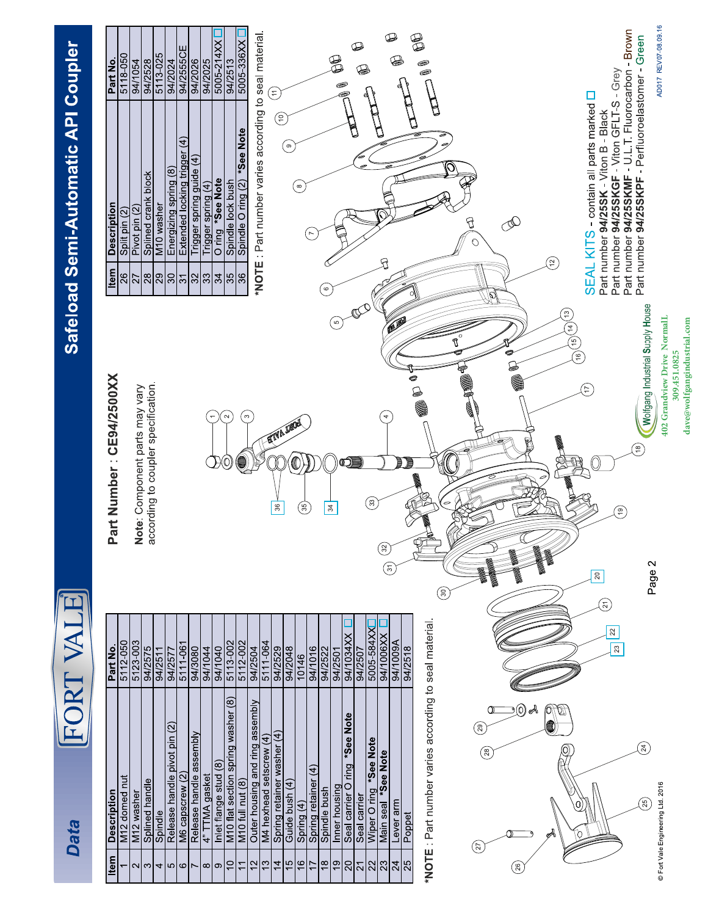# Data

# Safeload Semi-Automatic API Coupler

## Part Number : CE94/2500XX

**Note**: Component parts may vary according to coupler specification.

| Item | Description | Part No. |
|---|---|---|
| 1 | M12 domed nut | 5112-050 |
| 2 | M12 washer | 5123-003 |
| 3 | Splined handle | 94/2575 |
| 4 | Spindle | 94/2511 |
| 5 | Release handle pivot pin (2) | 94/2577 |
| 6 | M6 capscrew (2) | 5111-061 |
| 7 | Release handle assembly | 94/3080 |
| 8 | 4" TTMA gasket | 94/1044 |
| 9 | Inlet flange stud (8) | 94/1040 |
| 10 | M10 flat section spring washer (8) | 5113-002 |
| 11 | M10 full nut (8) | 5112-002 |
| 12 | Outer housing and ring assembly | 94/2504 |
| 13 | M4 hexhead setscrew (4) | 5111-064 |
| 14 | Spring retainer washer (4) | 94/2529 |
| 15 | Guide bush (4) | 94/2048 |
| 16 | Spring (4) | 10146 |
| 17 | Spring retainer (4) | 94/1016 |
| 18 | Spindle bush | 94/2522 |
| 19 | Inner housing | 94/2501 |
| 20 | Seal carrier O ring **\*See Note** | 94/1034XX ☐ |
| 21 | Seal carrier | 94/2507 |
| 22 | Wiper O ring **\*See Note** | 5005-584XX ☐ |
| 23 | Main seal **\*See Note** | 94/1006XX ☐ |
| 24 | Lever arm | 94/1009A |
| 25 | Poppet | 94/2518 |

**\*NOTE** : Part number varies according to seal material.

| Item | Description | Part No. |
|---|---|---|
| 26 | Split pin (2) | 5118-050 |
| 27 | Pivot pin (2) | 94/1054 |
| 28 | Splined crank block | 94/2528 |
| 29 | M10 washer | 5113-025 |
| 30 | Energizing spring (8) | 94/2024 |
| 31 | Extended locking trigger (4) | 94/2555CE |
| 32 | Trigger spring guide (4) | 94/2026 |
| 33 | Trigger spring (4) | 94/2025 |
| 34 | O ring **\*See Note** | 5005-214XX ☐ |
| 35 | Spindle lock bush | 94/2513 |
| 36 | Spindle O ring (2) **\*See Note** | 5005-336XX ☐ |

**\*NOTE** : Part number varies according to seal material.

## SEAL KITS - contain all parts marked ☐

Part number **94/25SK** - Viton B - Black
Part number **94/25SKGF** - Viton GFLT-S - Grey
Part number **94/25SKMF** - U.L.T. Fluorocarbon - Brown
Part number **94/25SKPF** - Perfluoroelastomer - Green

Wolfgang Industrial Supply House
402 Grandview Drive Normall.
309.451.0825
dave@wolfgangindustrial.com

© Fort Vale Engineering Ltd. 2016

AD017 REV07 08.09.16